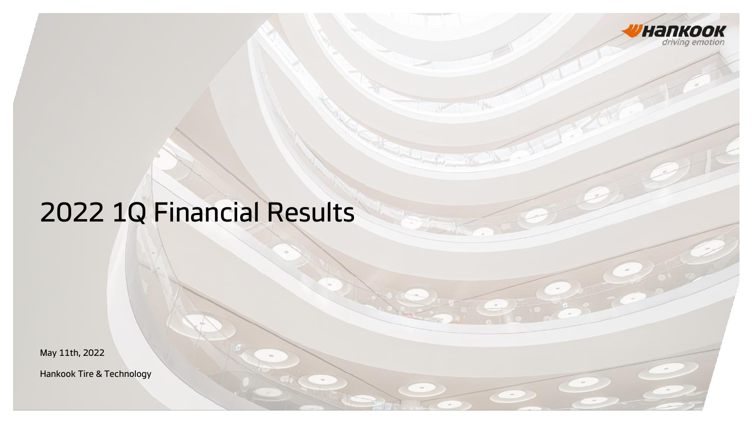HANKOOK

*driving emotion*

# 2022 1Q Financial Results

May 11th, 2022

Hankook Tire & Technology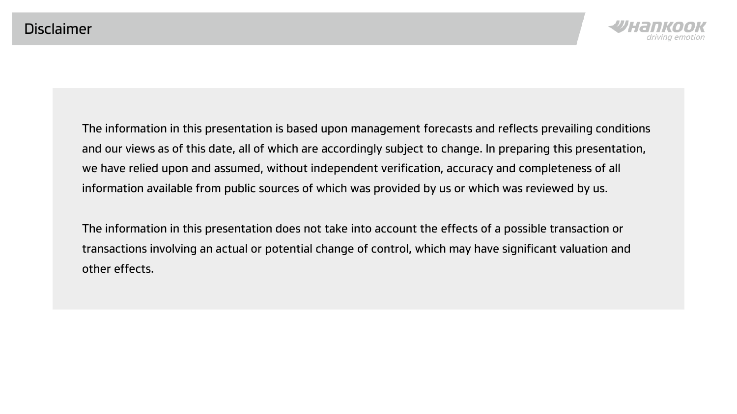# Disclaimer

The information in this presentation is based upon management forecasts and reflects prevailing conditions and our views as of this date, all of which are accordingly subject to change. In preparing this presentation, we have relied upon and assumed, without independent verification, accuracy and completeness of all information available from public sources of which was provided by us or which was reviewed by us.

The information in this presentation does not take into account the effects of a possible transaction or transactions involving an actual or potential change of control, which may have significant valuation and other effects.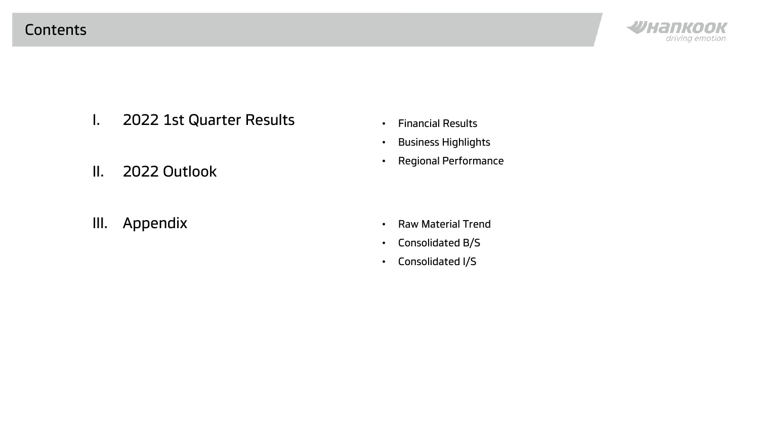# Contents

I. 2022 1st Quarter Results

- Financial Results
- Business Highlights
- Regional Performance

II. 2022 Outlook

III. Appendix

- Raw Material Trend
- Consolidated B/S
- Consolidated I/S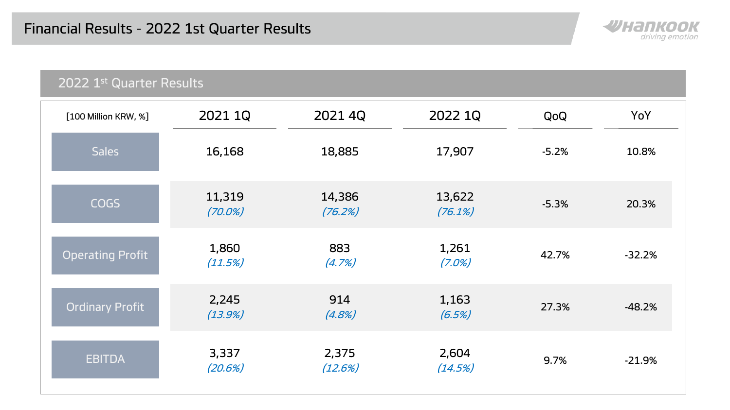# Financial Results - 2022 1st Quarter Results

## 2022 1st Quarter Results

| [100 Million KRW, %] | 2021 1Q | 2021 4Q | 2022 1Q | QoQ | YoY |
|---|---|---|---|---|---|
| Sales | 16,168 | 18,885 | 17,907 | -5.2% | 10.8% |
| COGS | 11,319 *(70.0%)* | 14,386 *(76.2%)* | 13,622 *(76.1%)* | -5.3% | 20.3% |
| Operating Profit | 1,860 *(11.5%)* | 883 *(4.7%)* | 1,261 *(7.0%)* | 42.7% | -32.2% |
| Ordinary Profit | 2,245 *(13.9%)* | 914 *(4.8%)* | 1,163 *(6.5%)* | 27.3% | -48.2% |
| EBITDA | 3,337 *(20.6%)* | 2,375 *(12.6%)* | 2,604 *(14.5%)* | 9.7% | -21.9% |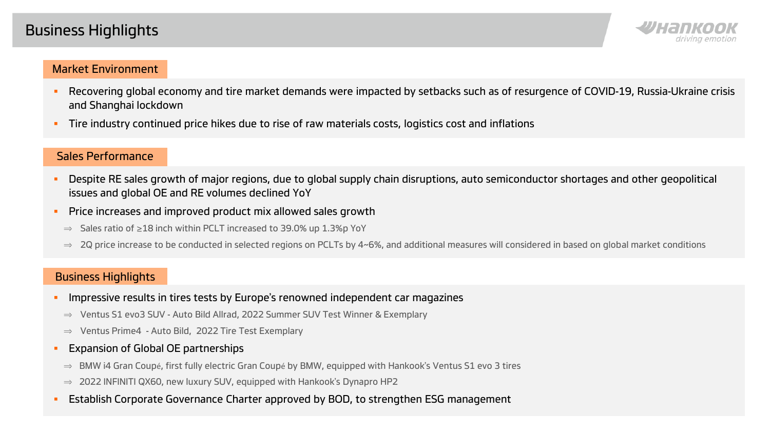# Business Highlights

## Market Environment

- Recovering global economy and tire market demands were impacted by setbacks such as of resurgence of COVID-19, Russia-Ukraine crisis and Shanghai lockdown
- Tire industry continued price hikes due to rise of raw materials costs, logistics cost and inflations

## Sales Performance

- Despite RE sales growth of major regions, due to global supply chain disruptions, auto semiconductor shortages and other geopolitical issues and global OE and RE volumes declined YoY
- Price increases and improved product mix allowed sales growth
  - ⇒ Sales ratio of ≥18 inch within PCLT increased to 39.0% up 1.3%p YoY
  - ⇒ 2Q price increase to be conducted in selected regions on PCLTs by 4~6%, and additional measures will considered in based on global market conditions

## Business Highlights

- Impressive results in tires tests by Europe's renowned independent car magazines
  - ⇒ Ventus S1 evo3 SUV - Auto Bild Allrad, 2022 Summer SUV Test Winner & Exemplary
  - ⇒ Ventus Prime4 - Auto Bild, 2022 Tire Test Exemplary
- Expansion of Global OE partnerships
  - ⇒ BMW i4 Gran Coupé, first fully electric Gran Coupé by BMW, equipped with Hankook's Ventus S1 evo 3 tires
  - ⇒ 2022 INFINITI QX60, new luxury SUV, equipped with Hankook's Dynapro HP2
- Establish Corporate Governance Charter approved by BOD, to strengthen ESG management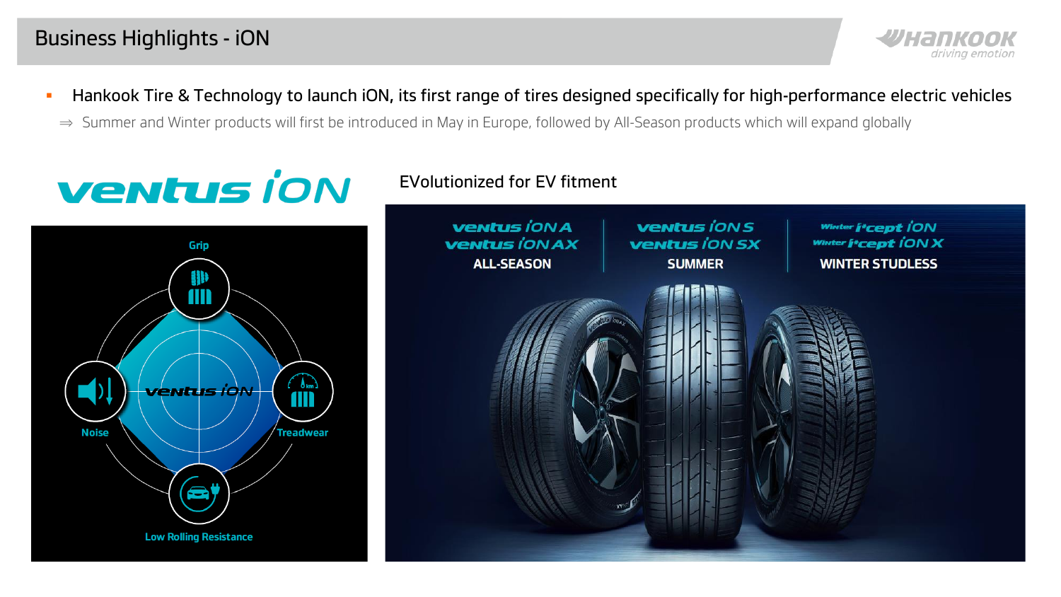# Business Highlights - iON

- Hankook Tire & Technology to launch iON, its first range of tires designed specifically for high-performance electric vehicles
  - ⇒ Summer and Winter products will first be introduced in May in Europe, followed by All-Season products which will expand globally

## ventus iON

Grip

Noise

Treadwear

Low Rolling Resistance

## EVolutionized for EV fitment

| ventus iON A / ventus iON AX | ventus iON S / ventus iON SX | Winter i*cept iON / Winter i*cept iON X |
| --- | --- | --- |
| ALL-SEASON | SUMMER | WINTER STUDLESS |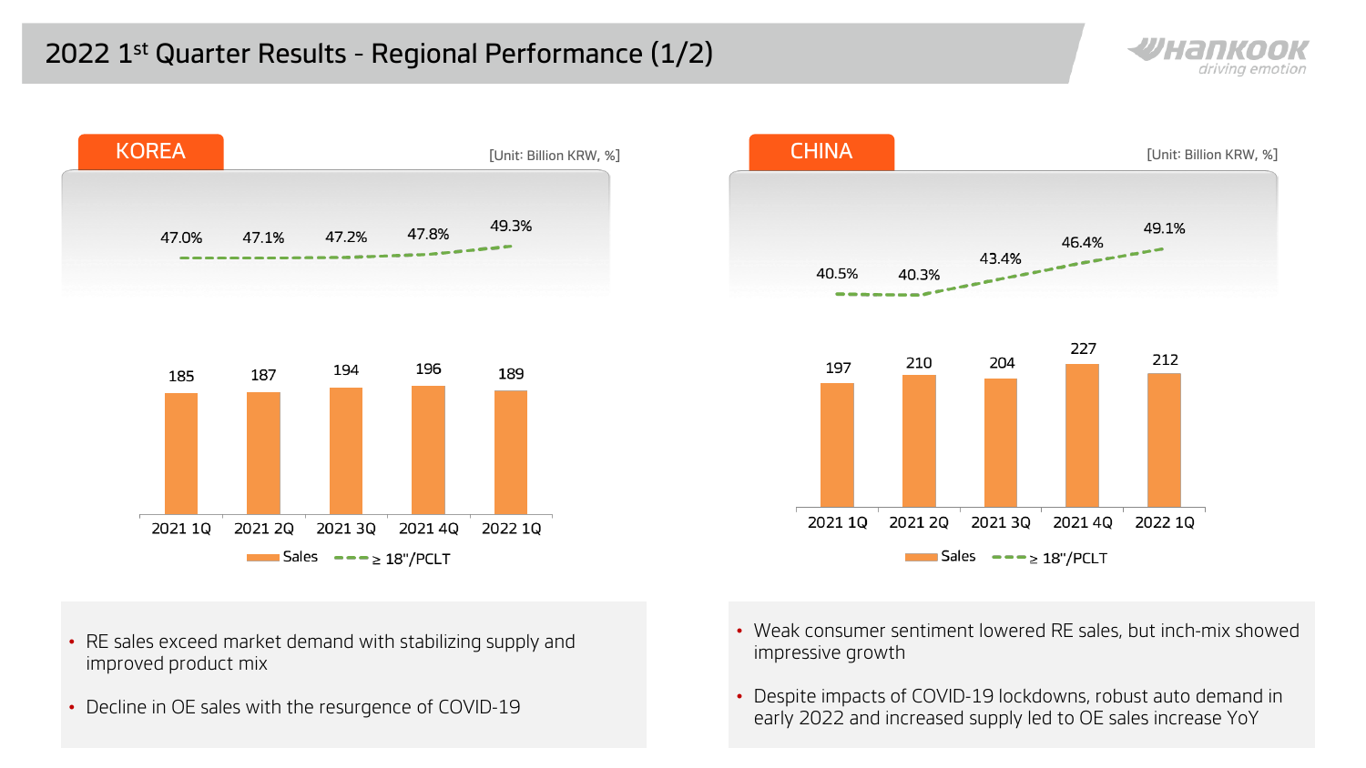# 2022 1st Quarter Results - Regional Performance (1/2)

## KOREA

[Unit: Billion KRW, %]

| | 2021 1Q | 2021 2Q | 2021 3Q | 2021 4Q | 2022 1Q |
|---|---|---|---|---|---|
| Sales | 185 | 187 | 194 | 196 | 189 |
| ≥ 18"/PCLT | 47.0% | 47.1% | 47.2% | 47.8% | 49.3% |

- RE sales exceed market demand with stabilizing supply and improved product mix
- Decline in OE sales with the resurgence of COVID-19

## CHINA

[Unit: Billion KRW, %]

| | 2021 1Q | 2021 2Q | 2021 3Q | 2021 4Q | 2022 1Q |
|---|---|---|---|---|---|
| Sales | 197 | 210 | 204 | 227 | 212 |
| ≥ 18"/PCLT | 40.5% | 40.3% | 43.4% | 46.4% | 49.1% |

- Weak consumer sentiment lowered RE sales, but inch-mix showed impressive growth
- Despite impacts of COVID-19 lockdowns, robust auto demand in early 2022 and increased supply led to OE sales increase YoY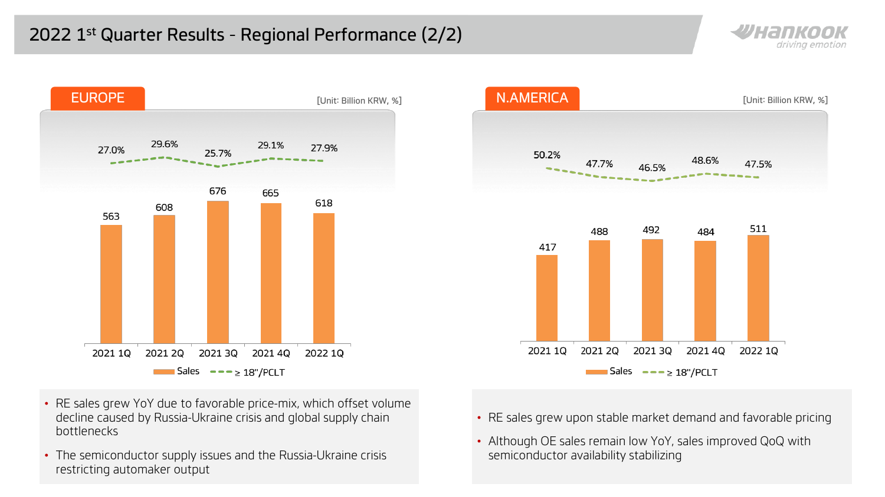# 2022 1st Quarter Results - Regional Performance (2/2)

## EUROPE

[Unit: Billion KRW, %]

| | 2021 1Q | 2021 2Q | 2021 3Q | 2021 4Q | 2022 1Q |
|---|---|---|---|---|---|
| Sales | 563 | 608 | 676 | 665 | 618 |
| ≥ 18"/PCLT | 27.0% | 29.6% | 25.7% | 29.1% | 27.9% |

- RE sales grew YoY due to favorable price-mix, which offset volume decline caused by Russia-Ukraine crisis and global supply chain bottlenecks
- The semiconductor supply issues and the Russia-Ukraine crisis restricting automaker output

## N.AMERICA

[Unit: Billion KRW, %]

| | 2021 1Q | 2021 2Q | 2021 3Q | 2021 4Q | 2022 1Q |
|---|---|---|---|---|---|
| Sales | 417 | 488 | 492 | 484 | 511 |
| ≥ 18"/PCLT | 50.2% | 47.7% | 46.5% | 48.6% | 47.5% |

- RE sales grew upon stable market demand and favorable pricing
- Although OE sales remain low YoY, sales improved QoQ with semiconductor availability stabilizing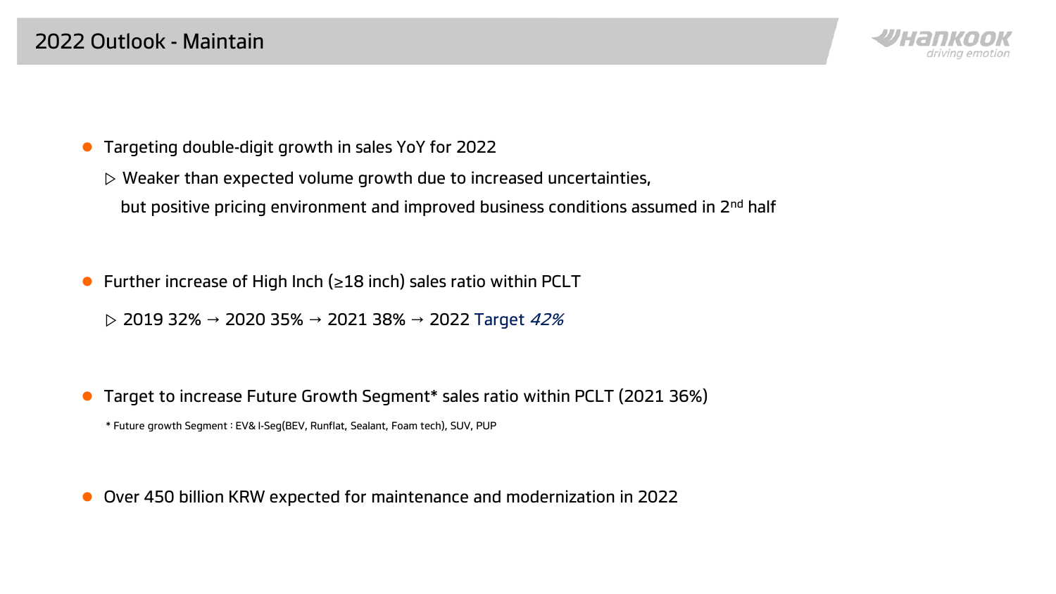# 2022 Outlook - Maintain

- Targeting double-digit growth in sales YoY for 2022

  ▷ Weaker than expected volume growth due to increased uncertainties,
  but positive pricing environment and improved business conditions assumed in 2nd half

- Further increase of High Inch (≥18 inch) sales ratio within PCLT

  ▷ 2019 32% → 2020 35% → 2021 38% → 2022 Target *42%*

- Target to increase Future Growth Segment* sales ratio within PCLT (2021 36%)

  * Future growth Segment : EV& I-Seg(BEV, Runflat, Sealant, Foam tech), SUV, PUP

- Over 450 billion KRW expected for maintenance and modernization in 2022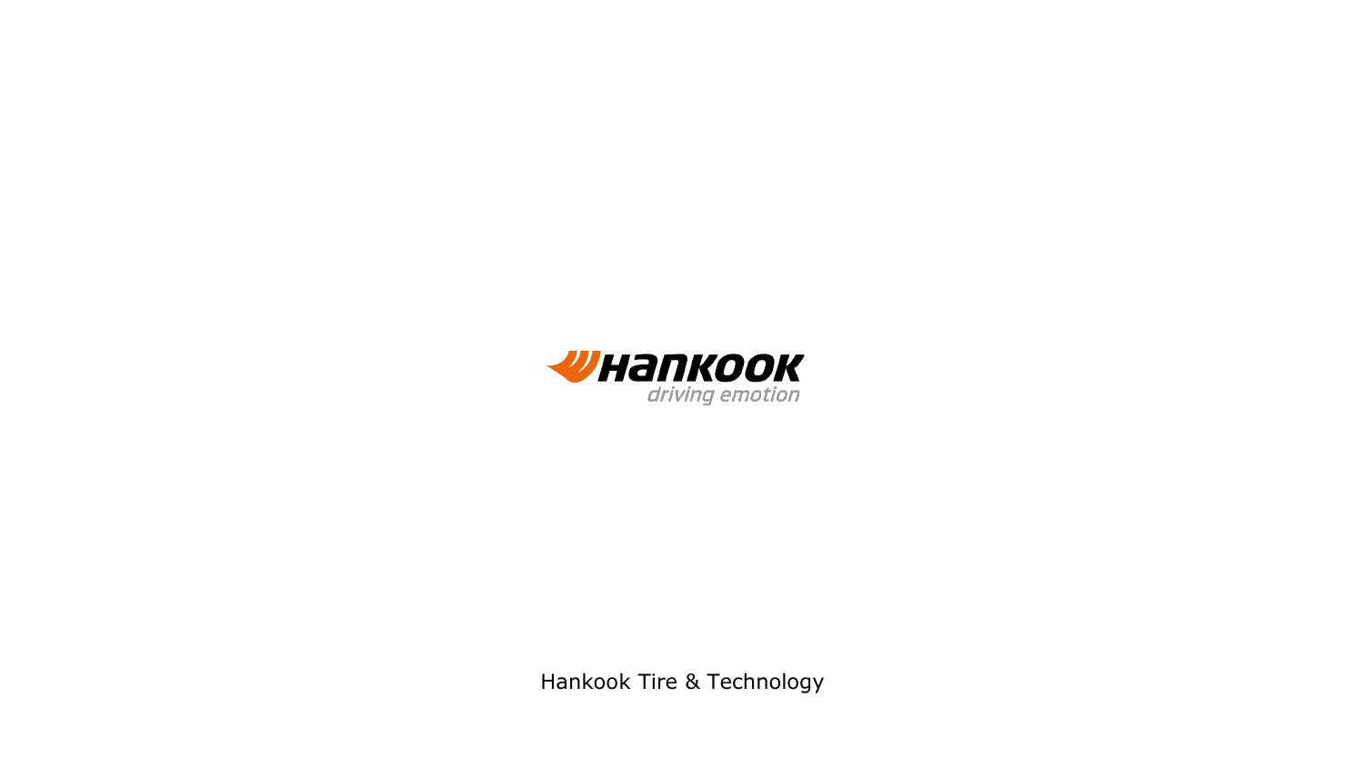Hankook

driving emotion

Hankook Tire & Technology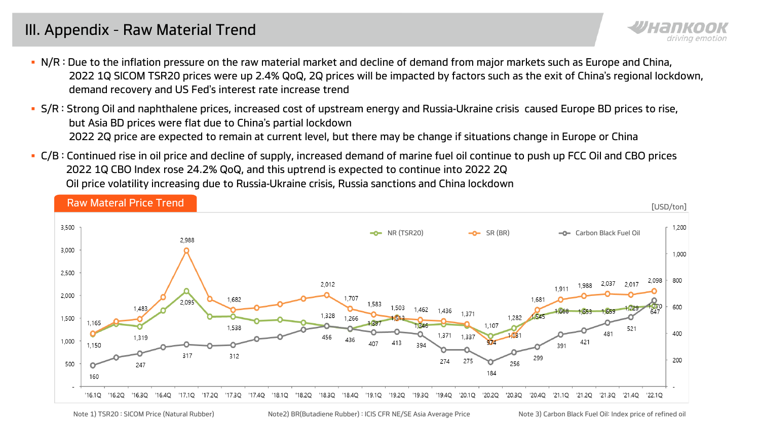# III. Appendix - Raw Material Trend

- N/R : Due to the inflation pressure on the raw material market and decline of demand from major markets such as Europe and China, 2022 1Q SICOM TSR20 prices were up 2.4% QoQ, 2Q prices will be impacted by factors such as the exit of China's regional lockdown, demand recovery and US Fed's interest rate increase trend
- S/R : Strong Oil and naphthalene prices, increased cost of upstream energy and Russia-Ukraine crisis caused Europe BD prices to rise, but Asia BD prices were flat due to China's partial lockdown
  2022 2Q price are expected to remain at current level, but there may be change if situations change in Europe or China
- C/B : Continued rise in oil price and decline of supply, increased demand of marine fuel oil continue to push up FCC Oil and CBO prices
  2022 1Q CBO Index rose 24.2% QoQ, and this uptrend is expected to continue into 2022 2Q
  Oil price volatility increasing due to Russia-Ukraine crisis, Russia sanctions and China lockdown

## Raw Materal Price Trend

[USD/ton]

| Quarter | NR (TSR20) | SR (BR) | Carbon Black Fuel Oil |
| --- | --- | --- | --- |
| '16.1Q | 1,150 | 1,165 | 160 |
| '16.2Q | | | |
| '16.3Q | 1,319 | 1,483 | 247 |
| '16.4Q | | | |
| '17.1Q | 2,095 | 2,988 | 317 |
| '17.2Q | | | |
| '17.3Q | 1,538 | 1,682 | 312 |
| '17.4Q | | | |
| '18.1Q | | | |
| '18.2Q | | | |
| '18.3Q | 1,328 | 2,012 | 456 |
| '18.4Q | 1,266 | 1,707 | 436 |
| '19.1Q | 1,397 | 1,583 | 407 |
| '19.2Q | 1,513 | 1,503 | 413 |
| '19.3Q | 1,346 | 1,462 | 394 |
| '19.4Q | 1,371 | 1,436 | 274 |
| '20.1Q | 1,337 | 1,371 | 275 |
| '20.2Q | 1,107 | 974 | 184 |
| '20.3Q | 1,282 | 1,131 | 256 |
| '20.4Q | 1,545 | 1,681 | 299 |
| '21.1Q | 1,668 | 1,911 | 391 |
| '21.2Q | 1,653 | 1,988 | 421 |
| '21.3Q | 1,659 | 2,037 | 481 |
| '21.4Q | 1,729 | 2,017 | 521 |
| '22.1Q | 1,770 | 2,098 | 647 |

Note 1) TSR20 : SICOM Price (Natural Rubber) Note2) BR(Butadiene Rubber) : ICIS CFR NE/SE Asia Average Price Note 3) Carbon Black Fuel Oil: Index price of refined oil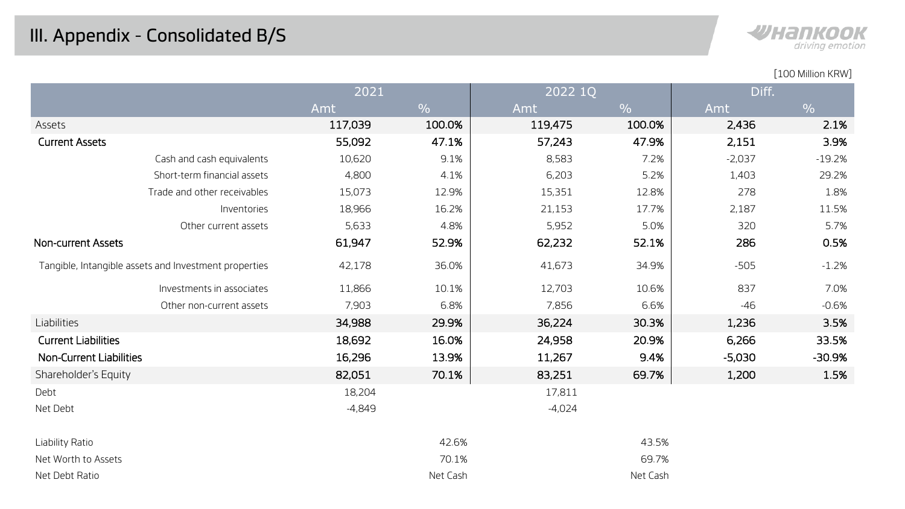# III. Appendix - Consolidated B/S

[100 Million KRW]

| | 2021 | | 2022 1Q | | Diff. | |
|---|---|---|---|---|---|---|
| | Amt | % | Amt | % | Amt | % |
| Assets | 117,039 | 100.0% | 119,475 | 100.0% | 2,436 | 2.1% |
| **Current Assets** | 55,092 | 47.1% | 57,243 | 47.9% | 2,151 | 3.9% |
| Cash and cash equivalents | 10,620 | 9.1% | 8,583 | 7.2% | -2,037 | -19.2% |
| Short-term financial assets | 4,800 | 4.1% | 6,203 | 5.2% | 1,403 | 29.2% |
| Trade and other receivables | 15,073 | 12.9% | 15,351 | 12.8% | 278 | 1.8% |
| Inventories | 18,966 | 16.2% | 21,153 | 17.7% | 2,187 | 11.5% |
| Other current assets | 5,633 | 4.8% | 5,952 | 5.0% | 320 | 5.7% |
| **Non-current Assets** | 61,947 | 52.9% | 62,232 | 52.1% | 286 | 0.5% |
| Tangible, Intangible assets and Investment properties | 42,178 | 36.0% | 41,673 | 34.9% | -505 | -1.2% |
| Investments in associates | 11,866 | 10.1% | 12,703 | 10.6% | 837 | 7.0% |
| Other non-current assets | 7,903 | 6.8% | 7,856 | 6.6% | -46 | -0.6% |
| Liabilities | 34,988 | 29.9% | 36,224 | 30.3% | 1,236 | 3.5% |
| **Current Liabilities** | 18,692 | 16.0% | 24,958 | 20.9% | 6,266 | 33.5% |
| **Non-Current Liabilities** | 16,296 | 13.9% | 11,267 | 9.4% | -5,030 | -30.9% |
| Shareholder's Equity | 82,051 | 70.1% | 83,251 | 69.7% | 1,200 | 1.5% |
| Debt | 18,204 | | 17,811 | | | |
| Net Debt | -4,849 | | -4,024 | | | |
| Liability Ratio | | 42.6% | | 43.5% | | |
| Net Worth to Assets | | 70.1% | | 69.7% | | |
| Net Debt Ratio | | Net Cash | | Net Cash | | |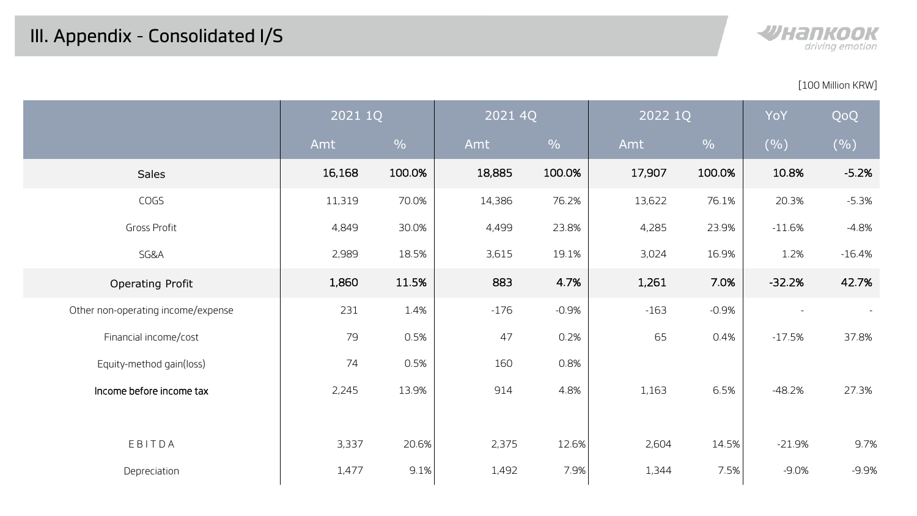# III. Appendix - Consolidated I/S

[100 Million KRW]

| | 2021 1Q | | 2021 4Q | | 2022 1Q | | YoY | QoQ |
|---|---|---|---|---|---|---|---|---|
| | Amt | % | Amt | % | Amt | % | (%) | (%) |
| **Sales** | **16,168** | **100.0%** | **18,885** | **100.0%** | **17,907** | **100.0%** | **10.8%** | **-5.2%** |
| COGS | 11,319 | 70.0% | 14,386 | 76.2% | 13,622 | 76.1% | 20.3% | -5.3% |
| Gross Profit | 4,849 | 30.0% | 4,499 | 23.8% | 4,285 | 23.9% | -11.6% | -4.8% |
| SG&A | 2,989 | 18.5% | 3,615 | 19.1% | 3,024 | 16.9% | 1.2% | -16.4% |
| **Operating Profit** | **1,860** | **11.5%** | **883** | **4.7%** | **1,261** | **7.0%** | **-32.2%** | **42.7%** |
| Other non-operating income/expense | 231 | 1.4% | -176 | -0.9% | -163 | -0.9% | - | - |
| Financial income/cost | 79 | 0.5% | 47 | 0.2% | 65 | 0.4% | -17.5% | 37.8% |
| Equity-method gain(loss) | 74 | 0.5% | 160 | 0.8% | | | | |
| Income before income tax | 2,245 | 13.9% | 914 | 4.8% | 1,163 | 6.5% | -48.2% | 27.3% |
| | | | | | | | | |
| E B I T D A | 3,337 | 20.6% | 2,375 | 12.6% | 2,604 | 14.5% | -21.9% | 9.7% |
| Depreciation | 1,477 | 9.1% | 1,492 | 7.9% | 1,344 | 7.5% | -9.0% | -9.9% |